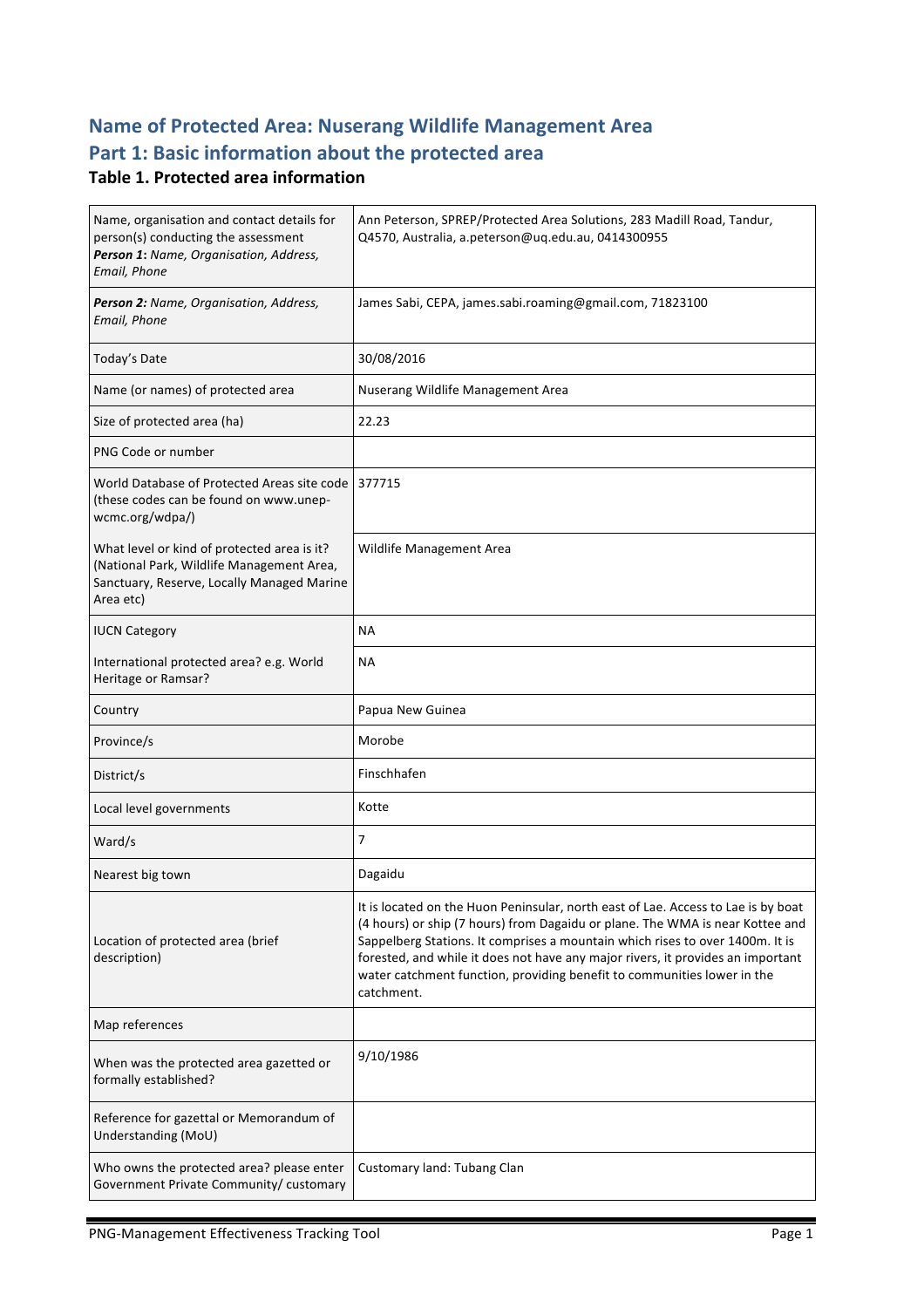# Name of Protected Area: Nuserang Wildlife Management Area

# Part 1: Basic information about the protected area

### Table 1. Protected area information

| | |
|---|---|
| Name, organisation and contact details for person(s) conducting the assessment<br>***Person 1**: Name, Organisation, Address, Email, Phone* | Ann Peterson, SPREP/Protected Area Solutions, 283 Madill Road, Tandur, Q4570, Australia, a.peterson@uq.edu.au, 0414300955 |
| ***Person 2:** Name, Organisation, Address, Email, Phone* | James Sabi, CEPA, james.sabi.roaming@gmail.com, 71823100 |
| Today's Date | 30/08/2016 |
| Name (or names) of protected area | Nuserang Wildlife Management Area |
| Size of protected area (ha) | 22.23 |
| PNG Code or number | |
| World Database of Protected Areas site code (these codes can be found on www.unep-wcmc.org/wdpa/) | 377715 |
| What level or kind of protected area is it? (National Park, Wildlife Management Area, Sanctuary, Reserve, Locally Managed Marine Area etc) | Wildlife Management Area |
| IUCN Category | NA |
| International protected area? e.g. World Heritage or Ramsar? | NA |
| Country | Papua New Guinea |
| Province/s | Morobe |
| District/s | Finschhafen |
| Local level governments | Kotte |
| Ward/s | 7 |
| Nearest big town | Dagaidu |
| Location of protected area (brief description) | It is located on the Huon Peninsular, north east of Lae. Access to Lae is by boat (4 hours) or ship (7 hours) from Dagaidu or plane. The WMA is near Kottee and Sappelberg Stations. It comprises a mountain which rises to over 1400m. It is forested, and while it does not have any major rivers, it provides an important water catchment function, providing benefit to communities lower in the catchment. |
| Map references | |
| When was the protected area gazetted or formally established? | 9/10/1986 |
| Reference for gazettal or Memorandum of Understanding (MoU) | |
| Who owns the protected area? please enter Government Private Community/ customary | Customary land: Tubang Clan |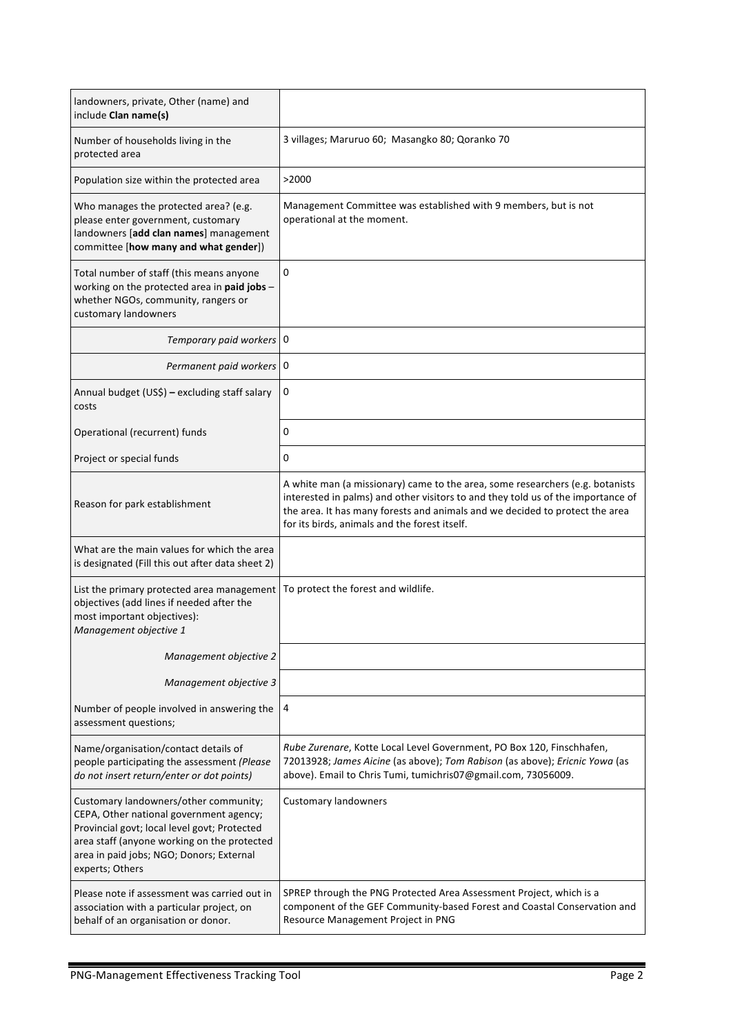| | |
|---|---|
| landowners, private, Other (name) and include **Clan name(s)** | |
| Number of households living in the protected area | 3 villages; Maruruo 60; Masangko 80; Qoranko 70 |
| Population size within the protected area | >2000 |
| Who manages the protected area? (e.g. please enter government, customary landowners [**add clan names**] management committee [**how many and what gender**]) | Management Committee was established with 9 members, but is not operational at the moment. |
| Total number of staff (this means anyone working on the protected area in **paid jobs** – whether NGOs, community, rangers or customary landowners | 0 |
| *Temporary paid workers* | 0 |
| *Permanent paid workers* | 0 |
| Annual budget (US$) **–** excluding staff salary costs | 0 |
| Operational (recurrent) funds | 0 |
| Project or special funds | 0 |
| Reason for park establishment | A white man (a missionary) came to the area, some researchers (e.g. botanists interested in palms) and other visitors to and they told us of the importance of the area. It has many forests and animals and we decided to protect the area for its birds, animals and the forest itself. |
| What are the main values for which the area is designated (Fill this out after data sheet 2) | |
| List the primary protected area management objectives (add lines if needed after the most important objectives): *Management objective 1* | To protect the forest and wildlife. |
| *Management objective 2* | |
| *Management objective 3* | |
| Number of people involved in answering the assessment questions; | 4 |
| Name/organisation/contact details of people participating the assessment *(Please do not insert return/enter or dot points)* | *Rube Zurenare*, Kotte Local Level Government, PO Box 120, Finschhafen, 72013928; *James Aicine* (as above); *Tom Rabison* (as above); *Ericnic Yowa* (as above). Email to Chris Tumi, tumichris07@gmail.com, 73056009. |
| Customary landowners/other community; CEPA, Other national government agency; Provincial govt; local level govt; Protected area staff (anyone working on the protected area in paid jobs; NGO; Donors; External experts; Others | Customary landowners |
| Please note if assessment was carried out in association with a particular project, on behalf of an organisation or donor. | SPREP through the PNG Protected Area Assessment Project, which is a component of the GEF Community-based Forest and Coastal Conservation and Resource Management Project in PNG |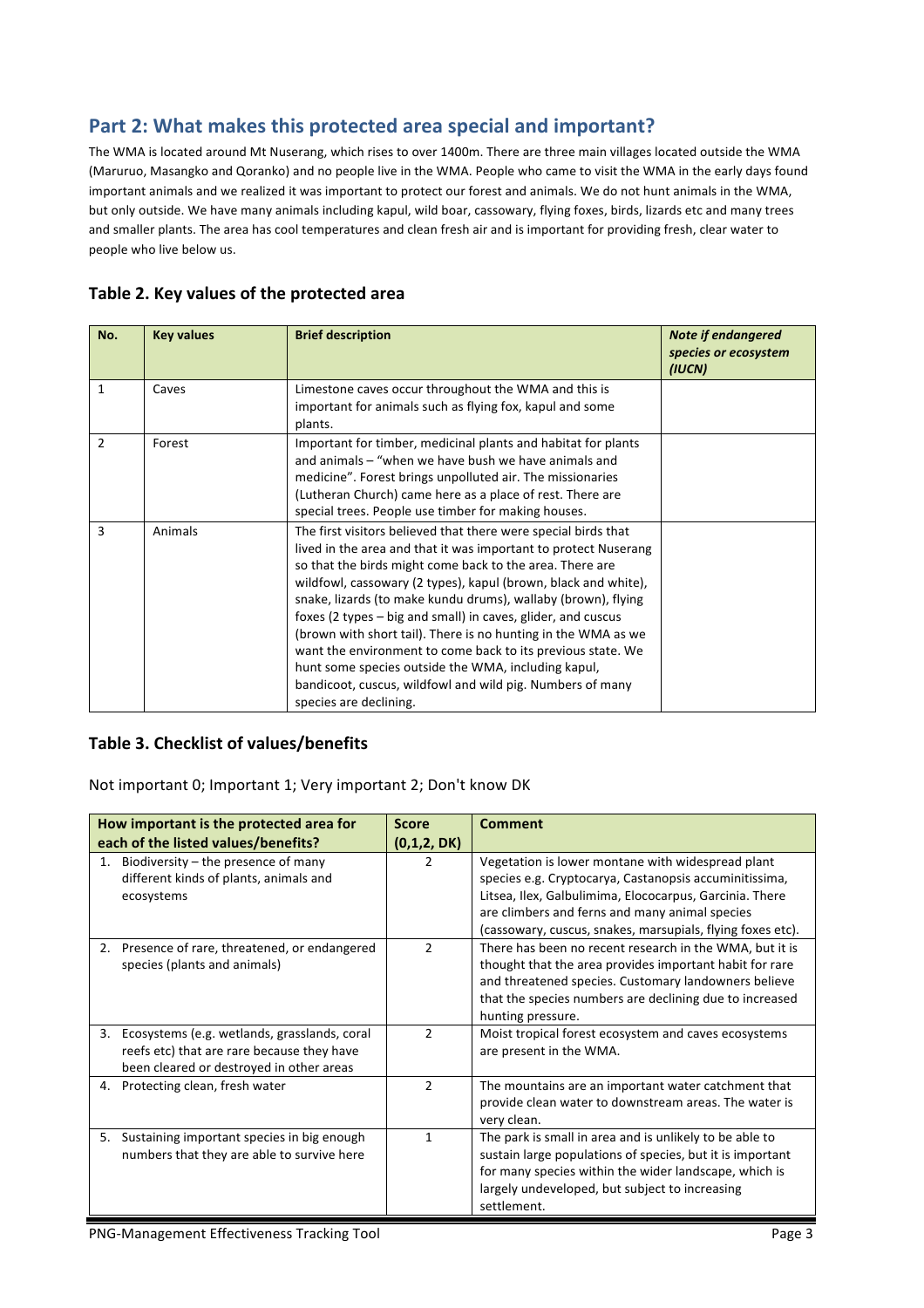## Part 2: What makes this protected area special and important?

The WMA is located around Mt Nuserang, which rises to over 1400m. There are three main villages located outside the WMA (Maruruo, Masangko and Qoranko) and no people live in the WMA. People who came to visit the WMA in the early days found important animals and we realized it was important to protect our forest and animals. We do not hunt animals in the WMA, but only outside. We have many animals including kapul, wild boar, cassowary, flying foxes, birds, lizards etc and many trees and smaller plants. The area has cool temperatures and clean fresh air and is important for providing fresh, clear water to people who live below us.

### Table 2. Key values of the protected area

| No. | Key values | Brief description | *Note if endangered species or ecosystem (IUCN)* |
|---|---|---|---|
| 1 | Caves | Limestone caves occur throughout the WMA and this is important for animals such as flying fox, kapul and some plants. | |
| 2 | Forest | Important for timber, medicinal plants and habitat for plants and animals – "when we have bush we have animals and medicine". Forest brings unpolluted air. The missionaries (Lutheran Church) came here as a place of rest. There are special trees. People use timber for making houses. | |
| 3 | Animals | The first visitors believed that there were special birds that lived in the area and that it was important to protect Nuserang so that the birds might come back to the area. There are wildfowl, cassowary (2 types), kapul (brown, black and white), snake, lizards (to make kundu drums), wallaby (brown), flying foxes (2 types – big and small) in caves, glider, and cuscus (brown with short tail). There is no hunting in the WMA as we want the environment to come back to its previous state. We hunt some species outside the WMA, including kapul, bandicoot, cuscus, wildfowl and wild pig. Numbers of many species are declining. | |

### Table 3. Checklist of values/benefits

Not important 0; Important 1; Very important 2; Don't know DK

| How important is the protected area for each of the listed values/benefits? | Score (0,1,2, DK) | Comment |
|---|---|---|
| 1. Biodiversity – the presence of many different kinds of plants, animals and ecosystems | 2 | Vegetation is lower montane with widespread plant species e.g. Cryptocarya, Castanopsis accuminitissima, Litsea, Ilex, Galbulimima, Elococarpus, Garcinia. There are climbers and ferns and many animal species (cassowary, cuscus, snakes, marsupials, flying foxes etc). |
| 2. Presence of rare, threatened, or endangered species (plants and animals) | 2 | There has been no recent research in the WMA, but it is thought that the area provides important habit for rare and threatened species. Customary landowners believe that the species numbers are declining due to increased hunting pressure. |
| 3. Ecosystems (e.g. wetlands, grasslands, coral reefs etc) that are rare because they have been cleared or destroyed in other areas | 2 | Moist tropical forest ecosystem and caves ecosystems are present in the WMA. |
| 4. Protecting clean, fresh water | 2 | The mountains are an important water catchment that provide clean water to downstream areas. The water is very clean. |
| 5. Sustaining important species in big enough numbers that they are able to survive here | 1 | The park is small in area and is unlikely to be able to sustain large populations of species, but it is important for many species within the wider landscape, which is largely undeveloped, but subject to increasing settlement. |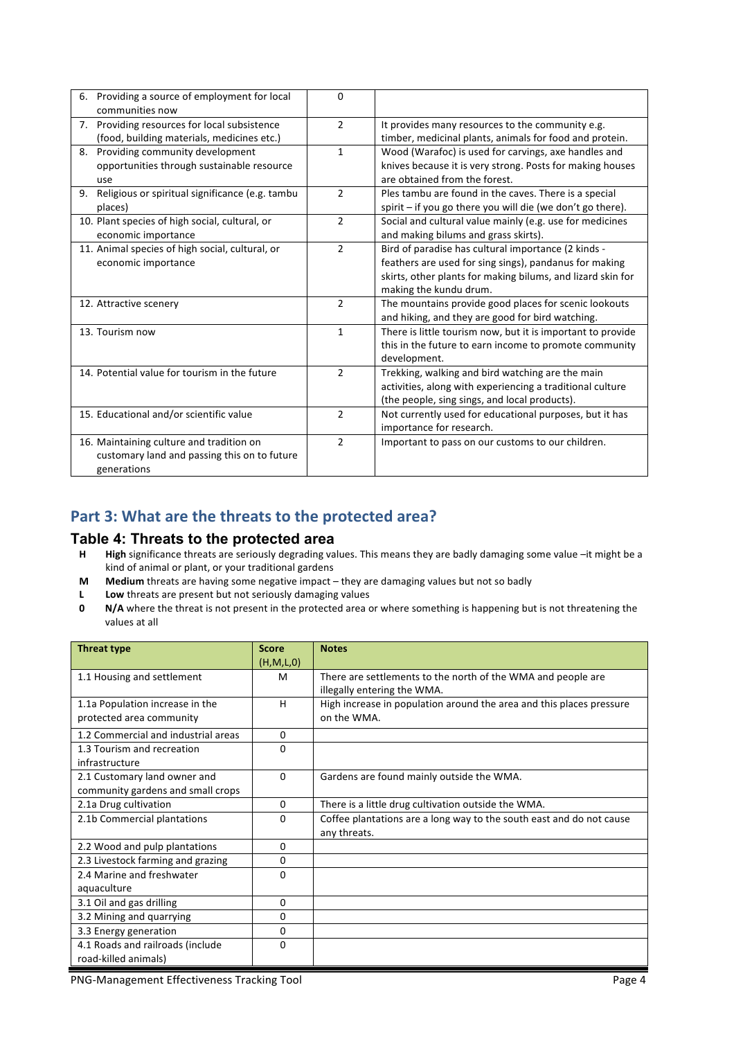| | | |
|---|---|---|
| 6. Providing a source of employment for local communities now | 0 | |
| 7. Providing resources for local subsistence (food, building materials, medicines etc.) | 2 | It provides many resources to the community e.g. timber, medicinal plants, animals for food and protein. |
| 8. Providing community development opportunities through sustainable resource use | 1 | Wood (Warafoc) is used for carvings, axe handles and knives because it is very strong. Posts for making houses are obtained from the forest. |
| 9. Religious or spiritual significance (e.g. tambu places) | 2 | Ples tambu are found in the caves. There is a special spirit – if you go there you will die (we don't go there). |
| 10. Plant species of high social, cultural, or economic importance | 2 | Social and cultural value mainly (e.g. use for medicines and making bilums and grass skirts). |
| 11. Animal species of high social, cultural, or economic importance | 2 | Bird of paradise has cultural importance (2 kinds - feathers are used for sing sings), pandanus for making skirts, other plants for making bilums, and lizard skin for making the kundu drum. |
| 12. Attractive scenery | 2 | The mountains provide good places for scenic lookouts and hiking, and they are good for bird watching. |
| 13. Tourism now | 1 | There is little tourism now, but it is important to provide this in the future to earn income to promote community development. |
| 14. Potential value for tourism in the future | 2 | Trekking, walking and bird watching are the main activities, along with experiencing a traditional culture (the people, sing sings, and local products). |
| 15. Educational and/or scientific value | 2 | Not currently used for educational purposes, but it has importance for research. |
| 16. Maintaining culture and tradition on customary land and passing this on to future generations | 2 | Important to pass on our customs to our children. |

## Part 3: What are the threats to the protected area?

### Table 4: Threats to the protected area

- **H** **High** significance threats are seriously degrading values. This means they are badly damaging some value –it might be a kind of animal or plant, or your traditional gardens
- **M** **Medium** threats are having some negative impact – they are damaging values but not so badly
- **L** **Low** threats are present but not seriously damaging values
- **0** **N/A** where the threat is not present in the protected area or where something is happening but is not threatening the values at all

| Threat type | Score (H,M,L,0) | Notes |
|---|---|---|
| 1.1 Housing and settlement | M | There are settlements to the north of the WMA and people are illegally entering the WMA. |
| 1.1a Population increase in the protected area community | H | High increase in population around the area and this places pressure on the WMA. |
| 1.2 Commercial and industrial areas | 0 | |
| 1.3 Tourism and recreation infrastructure | 0 | |
| 2.1 Customary land owner and community gardens and small crops | 0 | Gardens are found mainly outside the WMA. |
| 2.1a Drug cultivation | 0 | There is a little drug cultivation outside the WMA. |
| 2.1b Commercial plantations | 0 | Coffee plantations are a long way to the south east and do not cause any threats. |
| 2.2 Wood and pulp plantations | 0 | |
| 2.3 Livestock farming and grazing | 0 | |
| 2.4 Marine and freshwater aquaculture | 0 | |
| 3.1 Oil and gas drilling | 0 | |
| 3.2 Mining and quarrying | 0 | |
| 3.3 Energy generation | 0 | |
| 4.1 Roads and railroads (include road-killed animals) | 0 | |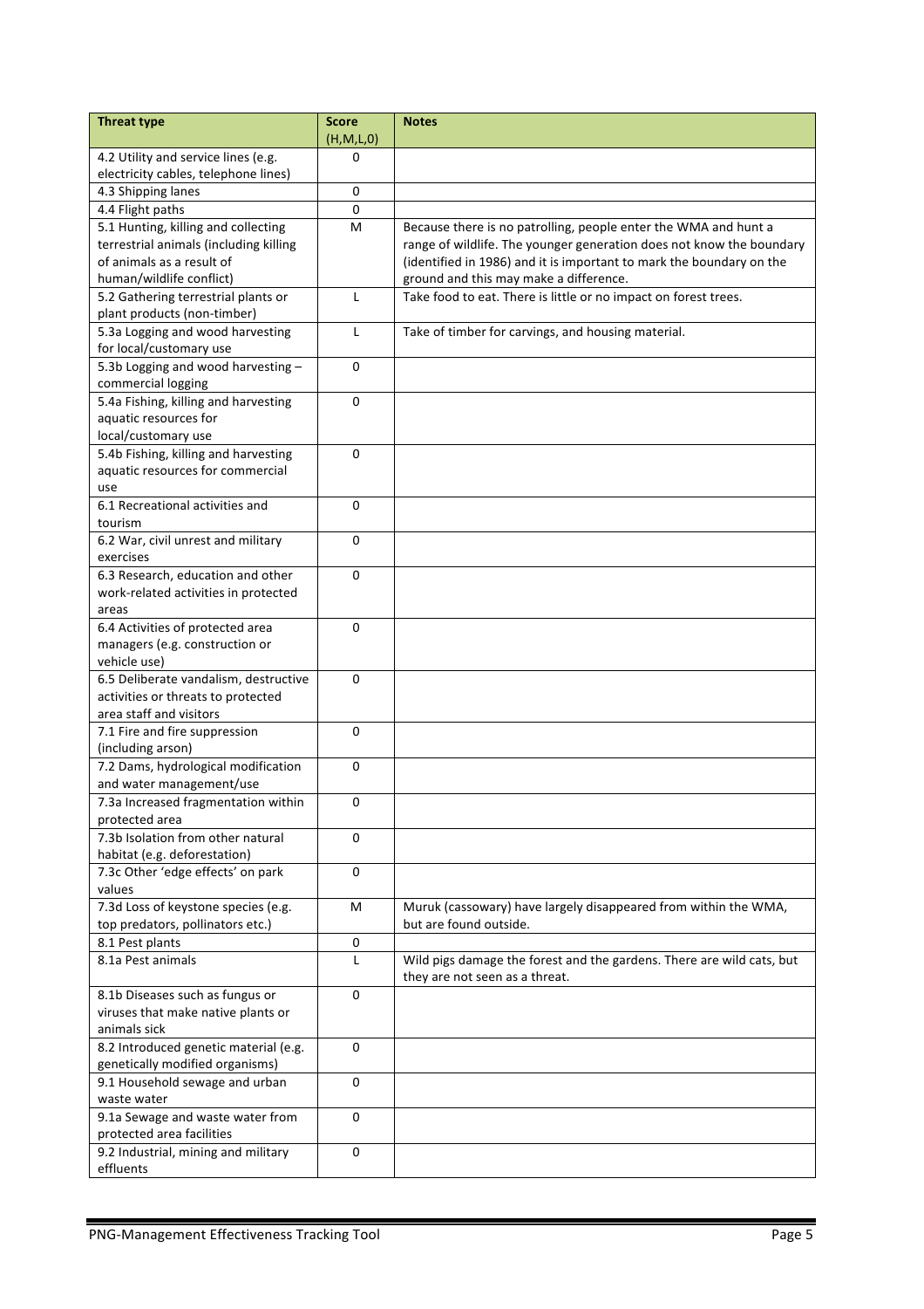| Threat type | Score (H,M,L,0) | Notes |
|---|---|---|
| 4.2 Utility and service lines (e.g. electricity cables, telephone lines) | 0 | |
| 4.3 Shipping lanes | 0 | |
| 4.4 Flight paths | 0 | |
| 5.1 Hunting, killing and collecting terrestrial animals (including killing of animals as a result of human/wildlife conflict) | M | Because there is no patrolling, people enter the WMA and hunt a range of wildlife. The younger generation does not know the boundary (identified in 1986) and it is important to mark the boundary on the ground and this may make a difference. |
| 5.2 Gathering terrestrial plants or plant products (non-timber) | L | Take food to eat. There is little or no impact on forest trees. |
| 5.3a Logging and wood harvesting for local/customary use | L | Take of timber for carvings, and housing material. |
| 5.3b Logging and wood harvesting – commercial logging | 0 | |
| 5.4a Fishing, killing and harvesting aquatic resources for local/customary use | 0 | |
| 5.4b Fishing, killing and harvesting aquatic resources for commercial use | 0 | |
| 6.1 Recreational activities and tourism | 0 | |
| 6.2 War, civil unrest and military exercises | 0 | |
| 6.3 Research, education and other work-related activities in protected areas | 0 | |
| 6.4 Activities of protected area managers (e.g. construction or vehicle use) | 0 | |
| 6.5 Deliberate vandalism, destructive activities or threats to protected area staff and visitors | 0 | |
| 7.1 Fire and fire suppression (including arson) | 0 | |
| 7.2 Dams, hydrological modification and water management/use | 0 | |
| 7.3a Increased fragmentation within protected area | 0 | |
| 7.3b Isolation from other natural habitat (e.g. deforestation) | 0 | |
| 7.3c Other 'edge effects' on park values | 0 | |
| 7.3d Loss of keystone species (e.g. top predators, pollinators etc.) | M | Muruk (cassowary) have largely disappeared from within the WMA, but are found outside. |
| 8.1 Pest plants | 0 | |
| 8.1a Pest animals | L | Wild pigs damage the forest and the gardens. There are wild cats, but they are not seen as a threat. |
| 8.1b Diseases such as fungus or viruses that make native plants or animals sick | 0 | |
| 8.2 Introduced genetic material (e.g. genetically modified organisms) | 0 | |
| 9.1 Household sewage and urban waste water | 0 | |
| 9.1a Sewage and waste water from protected area facilities | 0 | |
| 9.2 Industrial, mining and military effluents | 0 | |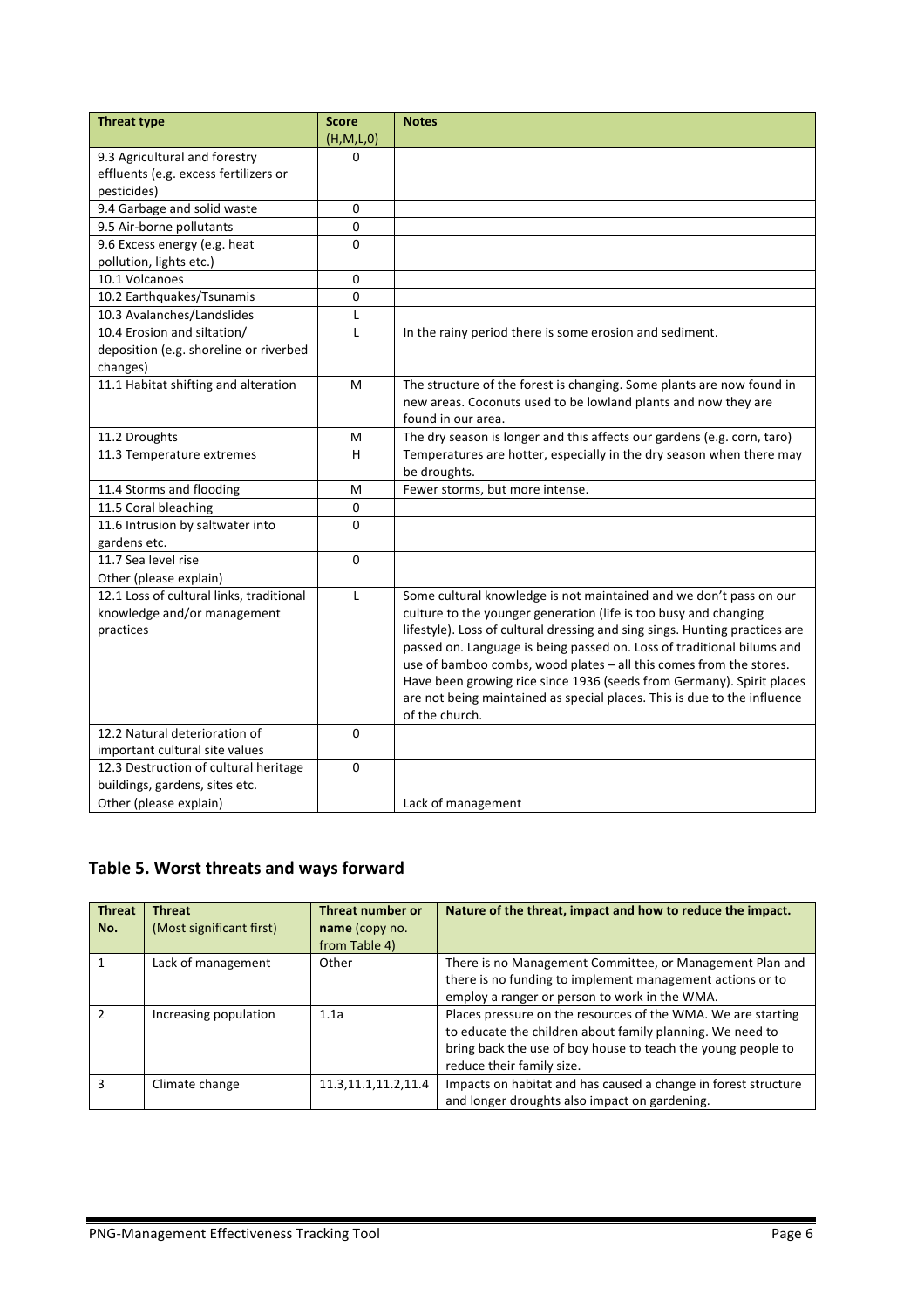| Threat type | Score (H,M,L,0) | Notes |
| --- | --- | --- |
| 9.3 Agricultural and forestry effluents (e.g. excess fertilizers or pesticides) | 0 | |
| 9.4 Garbage and solid waste | 0 | |
| 9.5 Air-borne pollutants | 0 | |
| 9.6 Excess energy (e.g. heat pollution, lights etc.) | 0 | |
| 10.1 Volcanoes | 0 | |
| 10.2 Earthquakes/Tsunamis | 0 | |
| 10.3 Avalanches/Landslides | L | |
| 10.4 Erosion and siltation/ deposition (e.g. shoreline or riverbed changes) | L | In the rainy period there is some erosion and sediment. |
| 11.1 Habitat shifting and alteration | M | The structure of the forest is changing. Some plants are now found in new areas. Coconuts used to be lowland plants and now they are found in our area. |
| 11.2 Droughts | M | The dry season is longer and this affects our gardens (e.g. corn, taro) |
| 11.3 Temperature extremes | H | Temperatures are hotter, especially in the dry season when there may be droughts. |
| 11.4 Storms and flooding | M | Fewer storms, but more intense. |
| 11.5 Coral bleaching | 0 | |
| 11.6 Intrusion by saltwater into gardens etc. | 0 | |
| 11.7 Sea level rise | 0 | |
| Other (please explain) | | |
| 12.1 Loss of cultural links, traditional knowledge and/or management practices | L | Some cultural knowledge is not maintained and we don't pass on our culture to the younger generation (life is too busy and changing lifestyle). Loss of cultural dressing and sing sings. Hunting practices are passed on. Language is being passed on. Loss of traditional bilums and use of bamboo combs, wood plates – all this comes from the stores. Have been growing rice since 1936 (seeds from Germany). Spirit places are not being maintained as special places. This is due to the influence of the church. |
| 12.2 Natural deterioration of important cultural site values | 0 | |
| 12.3 Destruction of cultural heritage buildings, gardens, sites etc. | 0 | |
| Other (please explain) | | Lack of management |

## Table 5. Worst threats and ways forward

| Threat No. | Threat (Most significant first) | Threat number or name (copy no. from Table 4) | Nature of the threat, impact and how to reduce the impact. |
| --- | --- | --- | --- |
| 1 | Lack of management | Other | There is no Management Committee, or Management Plan and there is no funding to implement management actions or to employ a ranger or person to work in the WMA. |
| 2 | Increasing population | 1.1a | Places pressure on the resources of the WMA. We are starting to educate the children about family planning. We need to bring back the use of boy house to teach the young people to reduce their family size. |
| 3 | Climate change | 11.3,11.1,11.2,11.4 | Impacts on habitat and has caused a change in forest structure and longer droughts also impact on gardening. |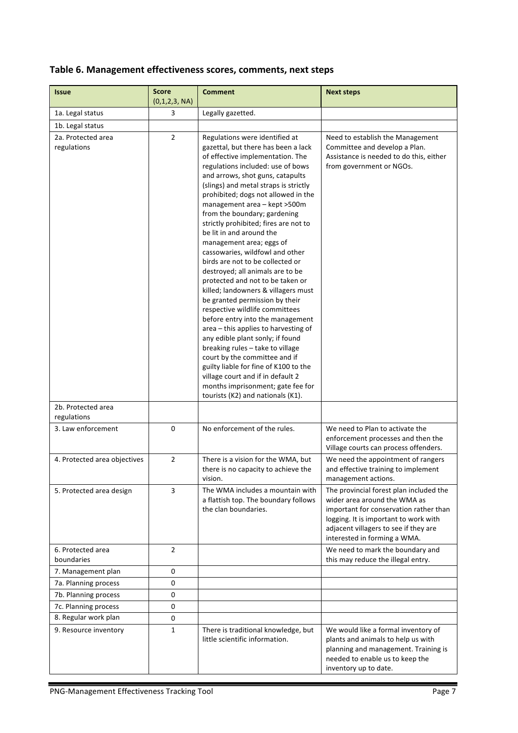## Table 6. Management effectiveness scores, comments, next steps

| Issue | Score (0,1,2,3, NA) | Comment | Next steps |
|---|---|---|---|
| 1a. Legal status | 3 | Legally gazetted. | |
| 1b. Legal status | | | |
| 2a. Protected area regulations | 2 | Regulations were identified at gazettal, but there has been a lack of effective implementation. The regulations included: use of bows and arrows, shot guns, catapults (slings) and metal straps is strictly prohibited; dogs not allowed in the management area – kept >500m from the boundary; gardening strictly prohibited; fires are not to be lit in and around the management area; eggs of cassowaries, wildfowl and other birds are not to be collected or destroyed; all animals are to be protected and not to be taken or killed; landowners & villagers must be granted permission by their respective wildlife committees before entry into the management area – this applies to harvesting of any edible plant sonly; if found breaking rules – take to village court by the committee and if guilty liable for fine of K100 to the village court and if in default 2 months imprisonment; gate fee for tourists (K2) and nationals (K1). | Need to establish the Management Committee and develop a Plan. Assistance is needed to do this, either from government or NGOs. |
| 2b. Protected area regulations | | | |
| 3. Law enforcement | 0 | No enforcement of the rules. | We need to Plan to activate the enforcement processes and then the Village courts can process offenders. |
| 4. Protected area objectives | 2 | There is a vision for the WMA, but there is no capacity to achieve the vision. | We need the appointment of rangers and effective training to implement management actions. |
| 5. Protected area design | 3 | The WMA includes a mountain with a flattish top. The boundary follows the clan boundaries. | The provincial forest plan included the wider area around the WMA as important for conservation rather than logging. It is important to work with adjacent villagers to see if they are interested in forming a WMA. |
| 6. Protected area boundaries | 2 | | We need to mark the boundary and this may reduce the illegal entry. |
| 7. Management plan | 0 | | |
| 7a. Planning process | 0 | | |
| 7b. Planning process | 0 | | |
| 7c. Planning process | 0 | | |
| 8. Regular work plan | 0 | | |
| 9. Resource inventory | 1 | There is traditional knowledge, but little scientific information. | We would like a formal inventory of plants and animals to help us with planning and management. Training is needed to enable us to keep the inventory up to date. |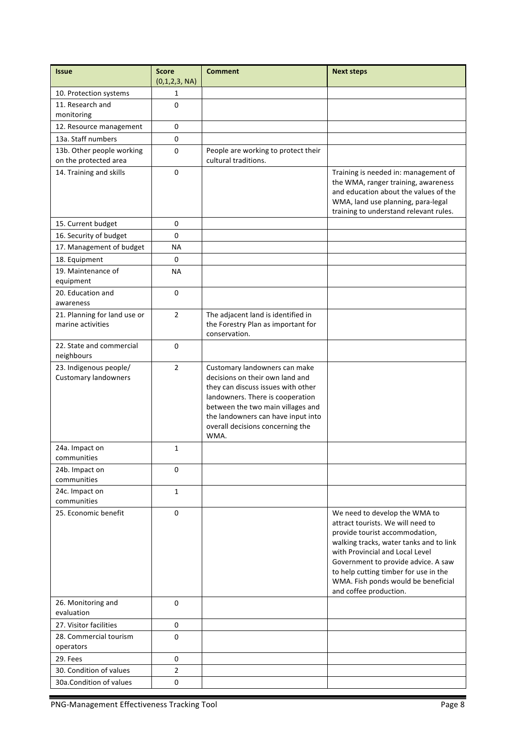| Issue | Score (0,1,2,3, NA) | Comment | Next steps |
|---|---|---|---|
| 10. Protection systems | 1 | | |
| 11. Research and monitoring | 0 | | |
| 12. Resource management | 0 | | |
| 13a. Staff numbers | 0 | | |
| 13b. Other people working on the protected area | 0 | People are working to protect their cultural traditions. | |
| 14. Training and skills | 0 | | Training is needed in: management of the WMA, ranger training, awareness and education about the values of the WMA, land use planning, para-legal training to understand relevant rules. |
| 15. Current budget | 0 | | |
| 16. Security of budget | 0 | | |
| 17. Management of budget | NA | | |
| 18. Equipment | 0 | | |
| 19. Maintenance of equipment | NA | | |
| 20. Education and awareness | 0 | | |
| 21. Planning for land use or marine activities | 2 | The adjacent land is identified in the Forestry Plan as important for conservation. | |
| 22. State and commercial neighbours | 0 | | |
| 23. Indigenous people/ Customary landowners | 2 | Customary landowners can make decisions on their own land and they can discuss issues with other landowners. There is cooperation between the two main villages and the landowners can have input into overall decisions concerning the WMA. | |
| 24a. Impact on communities | 1 | | |
| 24b. Impact on communities | 0 | | |
| 24c. Impact on communities | 1 | | |
| 25. Economic benefit | 0 | | We need to develop the WMA to attract tourists. We will need to provide tourist accommodation, walking tracks, water tanks and to link with Provincial and Local Level Government to provide advice. A saw to help cutting timber for use in the WMA. Fish ponds would be beneficial and coffee production. |
| 26. Monitoring and evaluation | 0 | | |
| 27. Visitor facilities | 0 | | |
| 28. Commercial tourism operators | 0 | | |
| 29. Fees | 0 | | |
| 30. Condition of values | 2 | | |
| 30a.Condition of values | 0 | | |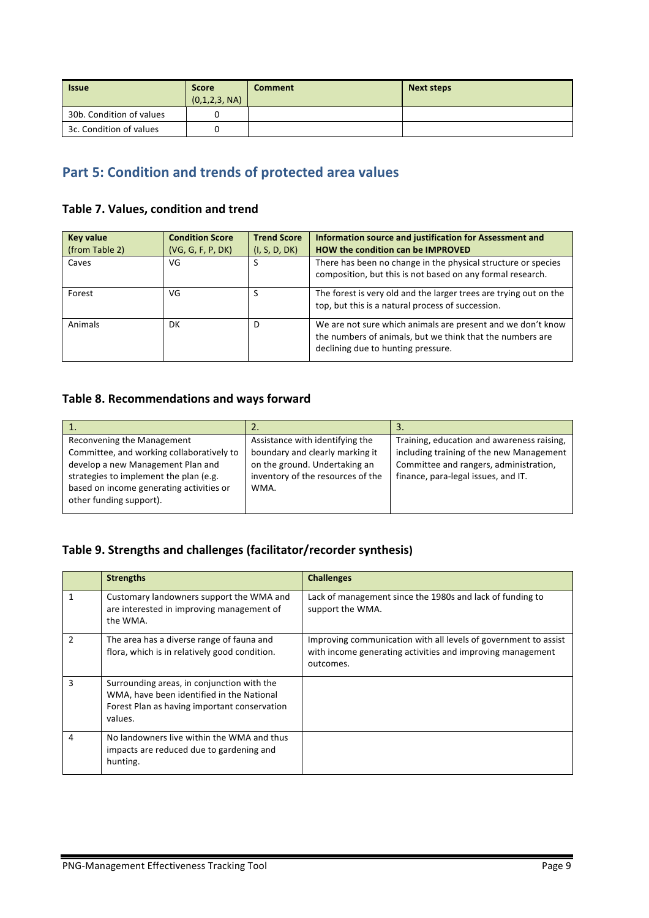| Issue | Score (0,1,2,3, NA) | Comment | Next steps |
|---|---|---|---|
| 30b. Condition of values | 0 | | |
| 3c. Condition of values | 0 | | |

## Part 5: Condition and trends of protected area values

### Table 7. Values, condition and trend

| Key value (from Table 2) | Condition Score (VG, G, F, P, DK) | Trend Score (I, S, D, DK) | Information source and justification for Assessment and HOW the condition can be IMPROVED |
|---|---|---|---|
| Caves | VG | S | There has been no change in the physical structure or species composition, but this is not based on any formal research. |
| Forest | VG | S | The forest is very old and the larger trees are trying out on the top, but this is a natural process of succession. |
| Animals | DK | D | We are not sure which animals are present and we don't know the numbers of animals, but we think that the numbers are declining due to hunting pressure. |

### Table 8. Recommendations and ways forward

| 1. | 2. | 3. |
|---|---|---|
| Reconvening the Management Committee, and working collaboratively to develop a new Management Plan and strategies to implement the plan (e.g. based on income generating activities or other funding support). | Assistance with identifying the boundary and clearly marking it on the ground. Undertaking an inventory of the resources of the WMA. | Training, education and awareness raising, including training of the new Management Committee and rangers, administration, finance, para-legal issues, and IT. |

### Table 9. Strengths and challenges (facilitator/recorder synthesis)

| | Strengths | Challenges |
|---|---|---|
| 1 | Customary landowners support the WMA and are interested in improving management of the WMA. | Lack of management since the 1980s and lack of funding to support the WMA. |
| 2 | The area has a diverse range of fauna and flora, which is in relatively good condition. | Improving communication with all levels of government to assist with income generating activities and improving management outcomes. |
| 3 | Surrounding areas, in conjunction with the WMA, have been identified in the National Forest Plan as having important conservation values. | |
| 4 | No landowners live within the WMA and thus impacts are reduced due to gardening and hunting. | |